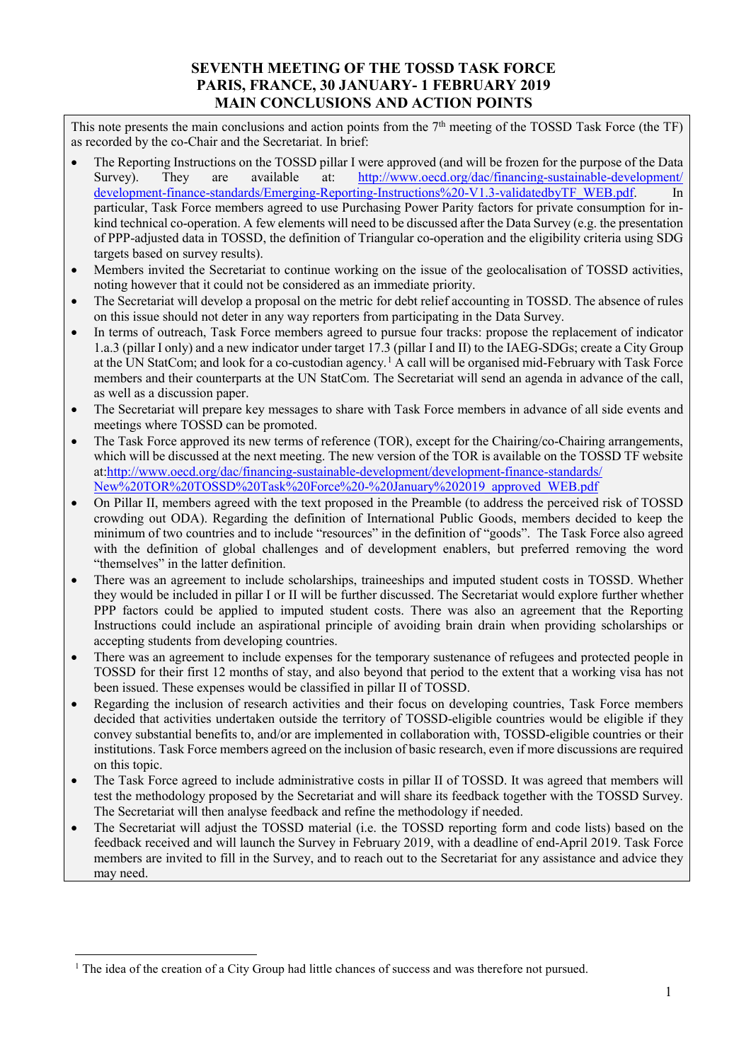# SEVENTH MEETING OF THE TOSSD TASK FORCE
# PARIS, FRANCE, 30 JANUARY- 1 FEBRUARY 2019
# MAIN CONCLUSIONS AND ACTION POINTS

This note presents the main conclusions and action points from the 7th meeting of the TOSSD Task Force (the TF) as recorded by the co-Chair and the Secretariat. In brief:

- The Reporting Instructions on the TOSSD pillar I were approved (and will be frozen for the purpose of the Data Survey). They are available at: http://www.oecd.org/dac/financing-sustainable-development/development-finance-standards/Emerging-Reporting-Instructions%20-V1.3-validatedbyTF_WEB.pdf. In particular, Task Force members agreed to use Purchasing Power Parity factors for private consumption for in-kind technical co-operation. A few elements will need to be discussed after the Data Survey (e.g. the presentation of PPP-adjusted data in TOSSD, the definition of Triangular co-operation and the eligibility criteria using SDG targets based on survey results).
- Members invited the Secretariat to continue working on the issue of the geolocalisation of TOSSD activities, noting however that it could not be considered as an immediate priority.
- The Secretariat will develop a proposal on the metric for debt relief accounting in TOSSD. The absence of rules on this issue should not deter in any way reporters from participating in the Data Survey.
- In terms of outreach, Task Force members agreed to pursue four tracks: propose the replacement of indicator 1.a.3 (pillar I only) and a new indicator under target 17.3 (pillar I and II) to the IAEG-SDGs; create a City Group at the UN StatCom; and look for a co-custodian agency.[1] A call will be organised mid-February with Task Force members and their counterparts at the UN StatCom. The Secretariat will send an agenda in advance of the call, as well as a discussion paper.
- The Secretariat will prepare key messages to share with Task Force members in advance of all side events and meetings where TOSSD can be promoted.
- The Task Force approved its new terms of reference (TOR), except for the Chairing/co-Chairing arrangements, which will be discussed at the next meeting. The new version of the TOR is available on the TOSSD TF website at:http://www.oecd.org/dac/financing-sustainable-development/development-finance-standards/New%20TOR%20TOSSD%20Task%20Force%20-%20January%202019_approved_WEB.pdf
- On Pillar II, members agreed with the text proposed in the Preamble (to address the perceived risk of TOSSD crowding out ODA). Regarding the definition of International Public Goods, members decided to keep the minimum of two countries and to include "resources" in the definition of "goods". The Task Force also agreed with the definition of global challenges and of development enablers, but preferred removing the word "themselves" in the latter definition.
- There was an agreement to include scholarships, traineeships and imputed student costs in TOSSD. Whether they would be included in pillar I or II will be further discussed. The Secretariat would explore further whether PPP factors could be applied to imputed student costs. There was also an agreement that the Reporting Instructions could include an aspirational principle of avoiding brain drain when providing scholarships or accepting students from developing countries.
- There was an agreement to include expenses for the temporary sustenance of refugees and protected people in TOSSD for their first 12 months of stay, and also beyond that period to the extent that a working visa has not been issued. These expenses would be classified in pillar II of TOSSD.
- Regarding the inclusion of research activities and their focus on developing countries, Task Force members decided that activities undertaken outside the territory of TOSSD-eligible countries would be eligible if they convey substantial benefits to, and/or are implemented in collaboration with, TOSSD-eligible countries or their institutions. Task Force members agreed on the inclusion of basic research, even if more discussions are required on this topic.
- The Task Force agreed to include administrative costs in pillar II of TOSSD. It was agreed that members will test the methodology proposed by the Secretariat and will share its feedback together with the TOSSD Survey. The Secretariat will then analyse feedback and refine the methodology if needed.
- The Secretariat will adjust the TOSSD material (i.e. the TOSSD reporting form and code lists) based on the feedback received and will launch the Survey in February 2019, with a deadline of end-April 2019. Task Force members are invited to fill in the Survey, and to reach out to the Secretariat for any assistance and advice they may need.

[1] The idea of the creation of a City Group had little chances of success and was therefore not pursued.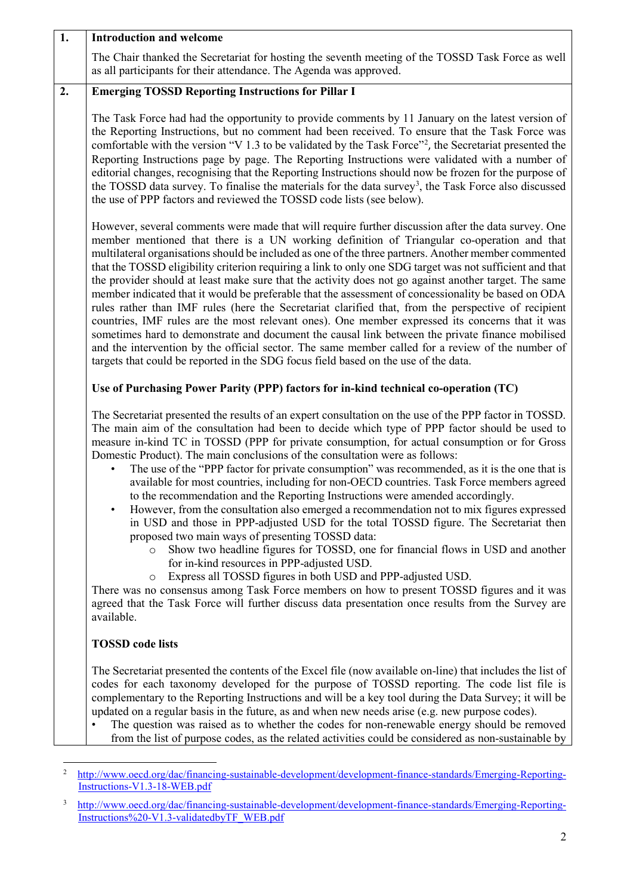## 1. Introduction and welcome

The Chair thanked the Secretariat for hosting the seventh meeting of the TOSSD Task Force as well as all participants for their attendance. The Agenda was approved.

## 2. Emerging TOSSD Reporting Instructions for Pillar I

The Task Force had had the opportunity to provide comments by 11 January on the latest version of the Reporting Instructions, but no comment had been received. To ensure that the Task Force was comfortable with the version "V 1.3 to be validated by the Task Force"[2], the Secretariat presented the Reporting Instructions page by page. The Reporting Instructions were validated with a number of editorial changes, recognising that the Reporting Instructions should now be frozen for the purpose of the TOSSD data survey. To finalise the materials for the data survey[3], the Task Force also discussed the use of PPP factors and reviewed the TOSSD code lists (see below).

However, several comments were made that will require further discussion after the data survey. One member mentioned that there is a UN working definition of Triangular co-operation and that multilateral organisations should be included as one of the three partners. Another member commented that the TOSSD eligibility criterion requiring a link to only one SDG target was not sufficient and that the provider should at least make sure that the activity does not go against another target. The same member indicated that it would be preferable that the assessment of concessionality be based on ODA rules rather than IMF rules (here the Secretariat clarified that, from the perspective of recipient countries, IMF rules are the most relevant ones). One member expressed its concerns that it was sometimes hard to demonstrate and document the causal link between the private finance mobilised and the intervention by the official sector. The same member called for a review of the number of targets that could be reported in the SDG focus field based on the use of the data.

**Use of Purchasing Power Parity (PPP) factors for in-kind technical co-operation (TC)**

The Secretariat presented the results of an expert consultation on the use of the PPP factor in TOSSD. The main aim of the consultation had been to decide which type of PPP factor should be used to measure in-kind TC in TOSSD (PPP for private consumption, for actual consumption or for Gross Domestic Product). The main conclusions of the consultation were as follows:

- The use of the "PPP factor for private consumption" was recommended, as it is the one that is available for most countries, including for non-OECD countries. Task Force members agreed to the recommendation and the Reporting Instructions were amended accordingly.
- However, from the consultation also emerged a recommendation not to mix figures expressed in USD and those in PPP-adjusted USD for the total TOSSD figure. The Secretariat then proposed two main ways of presenting TOSSD data:
  - Show two headline figures for TOSSD, one for financial flows in USD and another for in-kind resources in PPP-adjusted USD.
  - Express all TOSSD figures in both USD and PPP-adjusted USD.

There was no consensus among Task Force members on how to present TOSSD figures and it was agreed that the Task Force will further discuss data presentation once results from the Survey are available.

**TOSSD code lists**

The Secretariat presented the contents of the Excel file (now available on-line) that includes the list of codes for each taxonomy developed for the purpose of TOSSD reporting. The code list file is complementary to the Reporting Instructions and will be a key tool during the Data Survey; it will be updated on a regular basis in the future, as and when new needs arise (e.g. new purpose codes).

- The question was raised as to whether the codes for non-renewable energy should be removed from the list of purpose codes, as the related activities could be considered as non-sustainable by

---

[2] http://www.oecd.org/dac/financing-sustainable-development/development-finance-standards/Emerging-Reporting-Instructions-V1.3-18-WEB.pdf

[3] http://www.oecd.org/dac/financing-sustainable-development/development-finance-standards/Emerging-Reporting-Instructions%20-V1.3-validatedbyTF_WEB.pdf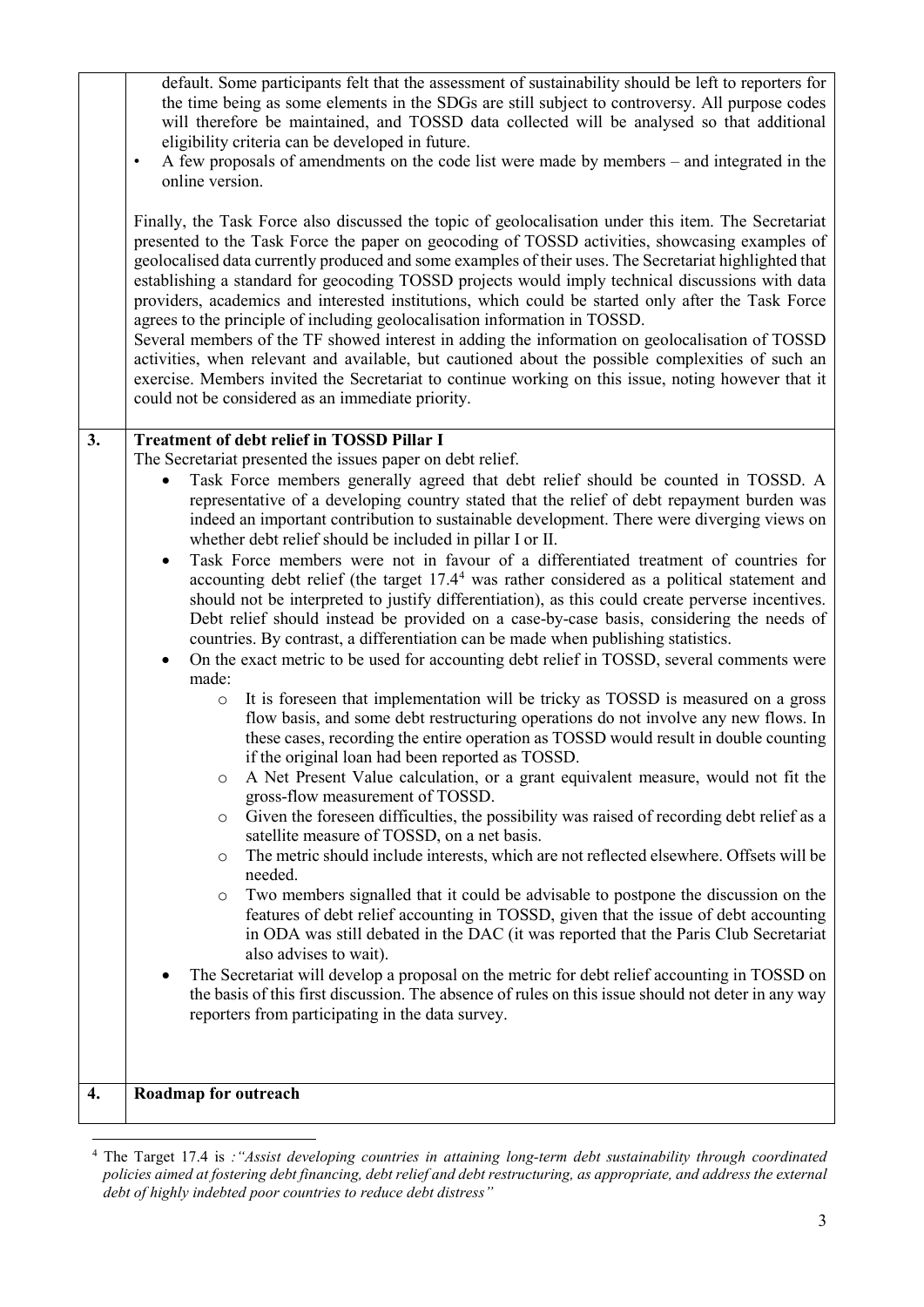| | |
|---|---|
| | default. Some participants felt that the assessment of sustainability should be left to reporters for the time being as some elements in the SDGs are still subject to controversy. All purpose codes will therefore be maintained, and TOSSD data collected will be analysed so that additional eligibility criteria can be developed in future.<br>• A few proposals of amendments on the code list were made by members – and integrated in the online version.<br><br>Finally, the Task Force also discussed the topic of geolocalisation under this item. The Secretariat presented to the Task Force the paper on geocoding of TOSSD activities, showcasing examples of geolocalised data currently produced and some examples of their uses. The Secretariat highlighted that establishing a standard for geocoding TOSSD projects would imply technical discussions with data providers, academics and interested institutions, which could be started only after the Task Force agrees to the principle of including geolocalisation information in TOSSD.<br>Several members of the TF showed interest in adding the information on geolocalisation of TOSSD activities, when relevant and available, but cautioned about the possible complexities of such an exercise. Members invited the Secretariat to continue working on this issue, noting however that it could not be considered as an immediate priority. |
| **3.** | **Treatment of debt relief in TOSSD Pillar I**<br>The Secretariat presented the issues paper on debt relief.<br>• Task Force members generally agreed that debt relief should be counted in TOSSD. A representative of a developing country stated that the relief of debt repayment burden was indeed an important contribution to sustainable development. There were diverging views on whether debt relief should be included in pillar I or II.<br>• Task Force members were not in favour of a differentiated treatment of countries for accounting debt relief (the target 17.4[4] was rather considered as a political statement and should not be interpreted to justify differentiation), as this could create perverse incentives. Debt relief should instead be provided on a case-by-case basis, considering the needs of countries. By contrast, a differentiation can be made when publishing statistics.<br>• On the exact metric to be used for accounting debt relief in TOSSD, several comments were made:<br>  ○ It is foreseen that implementation will be tricky as TOSSD is measured on a gross flow basis, and some debt restructuring operations do not involve any new flows. In these cases, recording the entire operation as TOSSD would result in double counting if the original loan had been reported as TOSSD.<br>  ○ A Net Present Value calculation, or a grant equivalent measure, would not fit the gross-flow measurement of TOSSD.<br>  ○ Given the foreseen difficulties, the possibility was raised of recording debt relief as a satellite measure of TOSSD, on a net basis.<br>  ○ The metric should include interests, which are not reflected elsewhere. Offsets will be needed.<br>  ○ Two members signalled that it could be advisable to postpone the discussion on the features of debt relief accounting in TOSSD, given that the issue of debt accounting in ODA was still debated in the DAC (it was reported that the Paris Club Secretariat also advises to wait).<br>• The Secretariat will develop a proposal on the metric for debt relief accounting in TOSSD on the basis of this first discussion. The absence of rules on this issue should not deter in any way reporters from participating in the data survey. |
| **4.** | **Roadmap for outreach** |

[4] The Target 17.4 is *:"Assist developing countries in attaining long-term debt sustainability through coordinated policies aimed at fostering debt financing, debt relief and debt restructuring, as appropriate, and address the external debt of highly indebted poor countries to reduce debt distress"*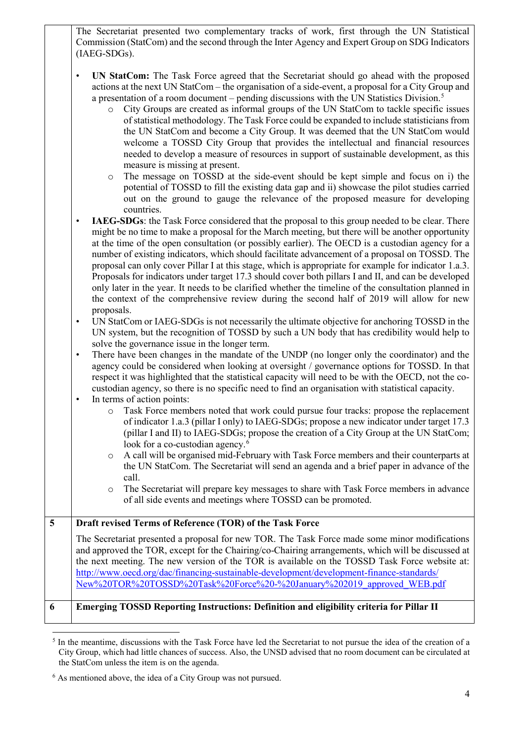The Secretariat presented two complementary tracks of work, first through the UN Statistical Commission (StatCom) and the second through the Inter Agency and Expert Group on SDG Indicators (IAEG-SDGs).

- **UN StatCom:** The Task Force agreed that the Secretariat should go ahead with the proposed actions at the next UN StatCom – the organisation of a side-event, a proposal for a City Group and a presentation of a room document – pending discussions with the UN Statistics Division.[5]
  - City Groups are created as informal groups of the UN StatCom to tackle specific issues of statistical methodology. The Task Force could be expanded to include statisticians from the UN StatCom and become a City Group. It was deemed that the UN StatCom would welcome a TOSSD City Group that provides the intellectual and financial resources needed to develop a measure of resources in support of sustainable development, as this measure is missing at present.
  - The message on TOSSD at the side-event should be kept simple and focus on i) the potential of TOSSD to fill the existing data gap and ii) showcase the pilot studies carried out on the ground to gauge the relevance of the proposed measure for developing countries.
- **IAEG-SDGs**: the Task Force considered that the proposal to this group needed to be clear. There might be no time to make a proposal for the March meeting, but there will be another opportunity at the time of the open consultation (or possibly earlier). The OECD is a custodian agency for a number of existing indicators, which should facilitate advancement of a proposal on TOSSD. The proposal can only cover Pillar I at this stage, which is appropriate for example for indicator 1.a.3. Proposals for indicators under target 17.3 should cover both pillars I and II, and can be developed only later in the year. It needs to be clarified whether the timeline of the consultation planned in the context of the comprehensive review during the second half of 2019 will allow for new proposals.
- UN StatCom or IAEG-SDGs is not necessarily the ultimate objective for anchoring TOSSD in the UN system, but the recognition of TOSSD by such a UN body that has credibility would help to solve the governance issue in the longer term.
- There have been changes in the mandate of the UNDP (no longer only the coordinator) and the agency could be considered when looking at oversight / governance options for TOSSD. In that respect it was highlighted that the statistical capacity will need to be with the OECD, not the co-custodian agency, so there is no specific need to find an organisation with statistical capacity.
- In terms of action points:
  - Task Force members noted that work could pursue four tracks: propose the replacement of indicator 1.a.3 (pillar I only) to IAEG-SDGs; propose a new indicator under target 17.3 (pillar I and II) to IAEG-SDGs; propose the creation of a City Group at the UN StatCom; look for a co-custodian agency.[6]
  - A call will be organised mid-February with Task Force members and their counterparts at the UN StatCom. The Secretariat will send an agenda and a brief paper in advance of the call.
  - The Secretariat will prepare key messages to share with Task Force members in advance of all side events and meetings where TOSSD can be promoted.

| | |
|---|---|
| **5** | **Draft revised Terms of Reference (TOR) of the Task Force** <br> The Secretariat presented a proposal for new TOR. The Task Force made some minor modifications and approved the TOR, except for the Chairing/co-Chairing arrangements, which will be discussed at the next meeting. The new version of the TOR is available on the TOSSD Task Force website at: http://www.oecd.org/dac/financing-sustainable-development/development-finance-standards/New%20TOR%20TOSSD%20Task%20Force%20-%20January%202019_approved_WEB.pdf |
| **6** | **Emerging TOSSD Reporting Instructions: Definition and eligibility criteria for Pillar II** |

[5] In the meantime, discussions with the Task Force have led the Secretariat to not pursue the idea of the creation of a City Group, which had little chances of success. Also, the UNSD advised that no room document can be circulated at the StatCom unless the item is on the agenda.

[6] As mentioned above, the idea of a City Group was not pursued.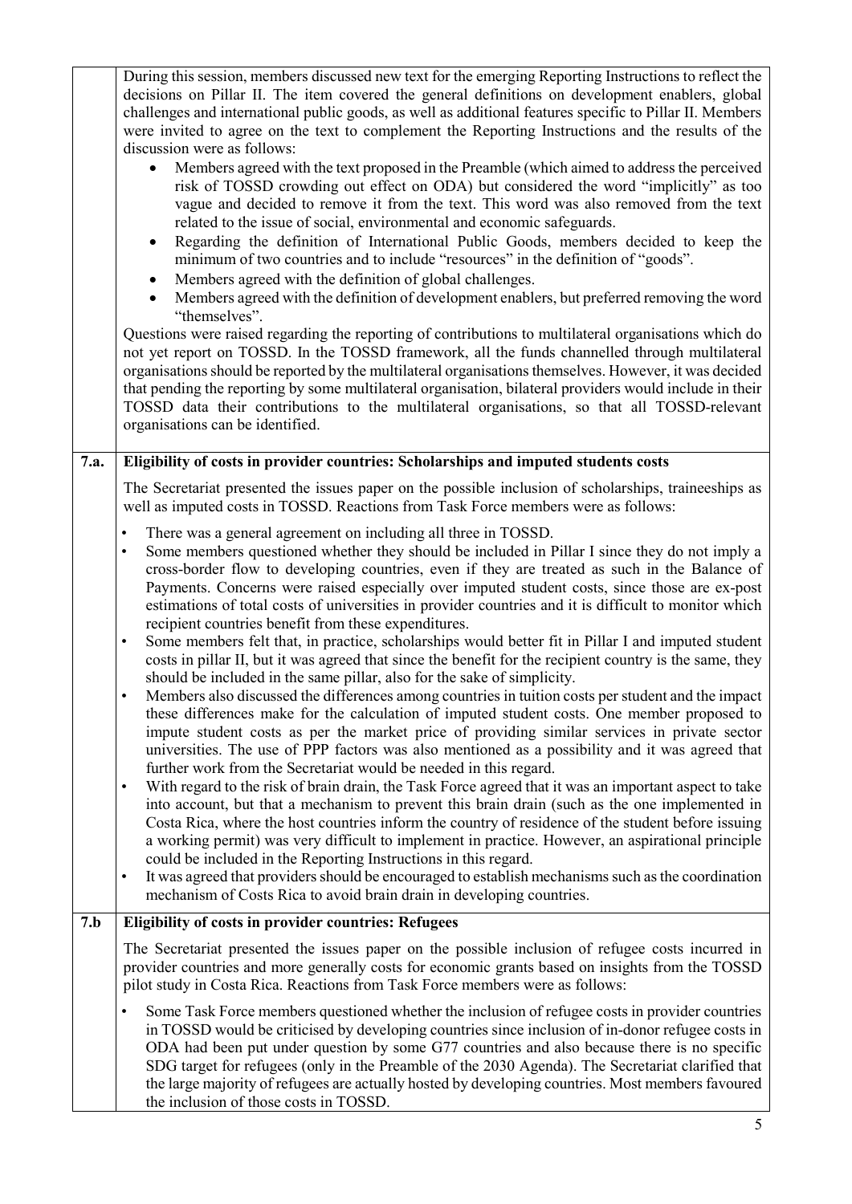| | |
|---|---|
| | During this session, members discussed new text for the emerging Reporting Instructions to reflect the decisions on Pillar II. The item covered the general definitions on development enablers, global challenges and international public goods, as well as additional features specific to Pillar II. Members were invited to agree on the text to complement the Reporting Instructions and the results of the discussion were as follows:<br>• Members agreed with the text proposed in the Preamble (which aimed to address the perceived risk of TOSSD crowding out effect on ODA) but considered the word "implicitly" as too vague and decided to remove it from the text. This word was also removed from the text related to the issue of social, environmental and economic safeguards.<br>• Regarding the definition of International Public Goods, members decided to keep the minimum of two countries and to include "resources" in the definition of "goods".<br>• Members agreed with the definition of global challenges.<br>• Members agreed with the definition of development enablers, but preferred removing the word "themselves".<br>Questions were raised regarding the reporting of contributions to multilateral organisations which do not yet report on TOSSD. In the TOSSD framework, all the funds channelled through multilateral organisations should be reported by the multilateral organisations themselves. However, it was decided that pending the reporting by some multilateral organisation, bilateral providers would include in their TOSSD data their contributions to the multilateral organisations, so that all TOSSD-relevant organisations can be identified. |
| **7.a.** | **Eligibility of costs in provider countries: Scholarships and imputed students costs** |
| | The Secretariat presented the issues paper on the possible inclusion of scholarships, traineeships as well as imputed costs in TOSSD. Reactions from Task Force members were as follows:<br>• There was a general agreement on including all three in TOSSD.<br>• Some members questioned whether they should be included in Pillar I since they do not imply a cross-border flow to developing countries, even if they are treated as such in the Balance of Payments. Concerns were raised especially over imputed student costs, since those are ex-post estimations of total costs of universities in provider countries and it is difficult to monitor which recipient countries benefit from these expenditures.<br>• Some members felt that, in practice, scholarships would better fit in Pillar I and imputed student costs in pillar II, but it was agreed that since the benefit for the recipient country is the same, they should be included in the same pillar, also for the sake of simplicity.<br>• Members also discussed the differences among countries in tuition costs per student and the impact these differences make for the calculation of imputed student costs. One member proposed to impute student costs as per the market price of providing similar services in private sector universities. The use of PPP factors was also mentioned as a possibility and it was agreed that further work from the Secretariat would be needed in this regard.<br>• With regard to the risk of brain drain, the Task Force agreed that it was an important aspect to take into account, but that a mechanism to prevent this brain drain (such as the one implemented in Costa Rica, where the host countries inform the country of residence of the student before issuing a working permit) was very difficult to implement in practice. However, an aspirational principle could be included in the Reporting Instructions in this regard.<br>• It was agreed that providers should be encouraged to establish mechanisms such as the coordination mechanism of Costs Rica to avoid brain drain in developing countries. |
| **7.b** | **Eligibility of costs in provider countries: Refugees** |
| | The Secretariat presented the issues paper on the possible inclusion of refugee costs incurred in provider countries and more generally costs for economic grants based on insights from the TOSSD pilot study in Costa Rica. Reactions from Task Force members were as follows:<br>• Some Task Force members questioned whether the inclusion of refugee costs in provider countries in TOSSD would be criticised by developing countries since inclusion of in-donor refugee costs in ODA had been put under question by some G77 countries and also because there is no specific SDG target for refugees (only in the Preamble of the 2030 Agenda). The Secretariat clarified that the large majority of refugees are actually hosted by developing countries. Most members favoured the inclusion of those costs in TOSSD. |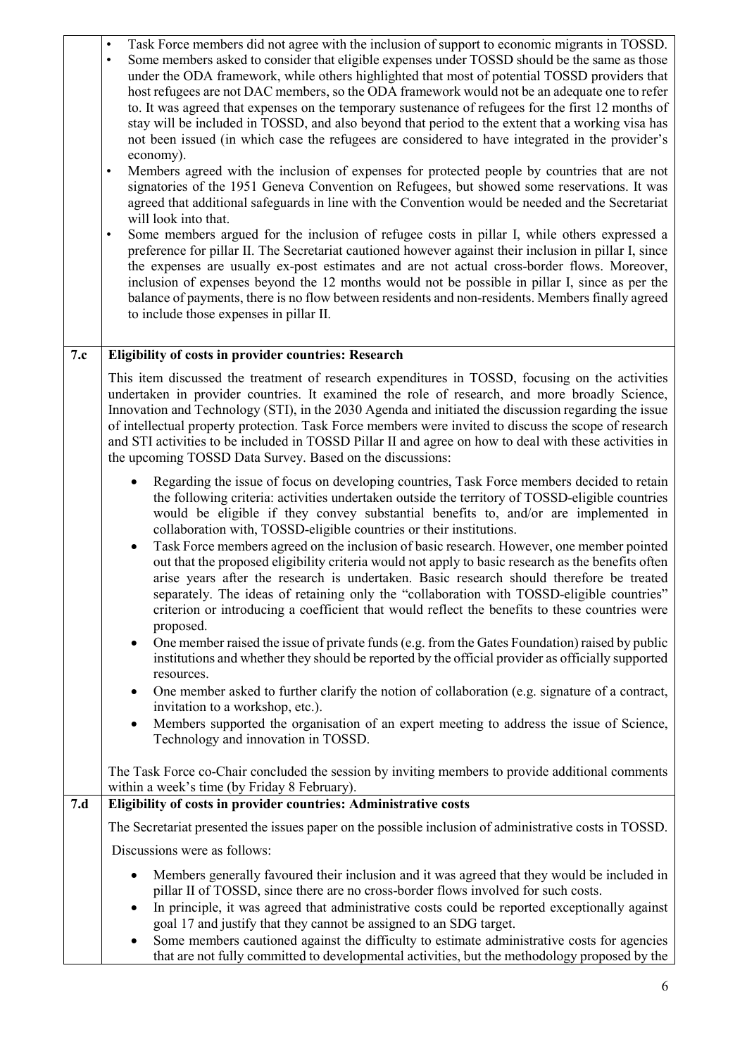| | |
|---|---|
| | • Task Force members did not agree with the inclusion of support to economic migrants in TOSSD.<br>• Some members asked to consider that eligible expenses under TOSSD should be the same as those under the ODA framework, while others highlighted that most of potential TOSSD providers that host refugees are not DAC members, so the ODA framework would not be an adequate one to refer to. It was agreed that expenses on the temporary sustenance of refugees for the first 12 months of stay will be included in TOSSD, and also beyond that period to the extent that a working visa has not been issued (in which case the refugees are considered to have integrated in the provider's economy).<br>• Members agreed with the inclusion of expenses for protected people by countries that are not signatories of the 1951 Geneva Convention on Refugees, but showed some reservations. It was agreed that additional safeguards in line with the Convention would be needed and the Secretariat will look into that.<br>• Some members argued for the inclusion of refugee costs in pillar I, while others expressed a preference for pillar II. The Secretariat cautioned however against their inclusion in pillar I, since the expenses are usually ex-post estimates and are not actual cross-border flows. Moreover, inclusion of expenses beyond the 12 months would not be possible in pillar I, since as per the balance of payments, there is no flow between residents and non-residents. Members finally agreed to include those expenses in pillar II. |
| **7.c** | **Eligibility of costs in provider countries: Research**<br><br>This item discussed the treatment of research expenditures in TOSSD, focusing on the activities undertaken in provider countries. It examined the role of research, and more broadly Science, Innovation and Technology (STI), in the 2030 Agenda and initiated the discussion regarding the issue of intellectual property protection. Task Force members were invited to discuss the scope of research and STI activities to be included in TOSSD Pillar II and agree on how to deal with these activities in the upcoming TOSSD Data Survey. Based on the discussions:<br><br>• Regarding the issue of focus on developing countries, Task Force members decided to retain the following criteria: activities undertaken outside the territory of TOSSD-eligible countries would be eligible if they convey substantial benefits to, and/or are implemented in collaboration with, TOSSD-eligible countries or their institutions.<br>• Task Force members agreed on the inclusion of basic research. However, one member pointed out that the proposed eligibility criteria would not apply to basic research as the benefits often arise years after the research is undertaken. Basic research should therefore be treated separately. The ideas of retaining only the "collaboration with TOSSD-eligible countries" criterion or introducing a coefficient that would reflect the benefits to these countries were proposed.<br>• One member raised the issue of private funds (e.g. from the Gates Foundation) raised by public institutions and whether they should be reported by the official provider as officially supported resources.<br>• One member asked to further clarify the notion of collaboration (e.g. signature of a contract, invitation to a workshop, etc.).<br>• Members supported the organisation of an expert meeting to address the issue of Science, Technology and innovation in TOSSD.<br><br>The Task Force co-Chair concluded the session by inviting members to provide additional comments within a week's time (by Friday 8 February). |
| **7.d** | **Eligibility of costs in provider countries: Administrative costs**<br><br>The Secretariat presented the issues paper on the possible inclusion of administrative costs in TOSSD.<br><br>Discussions were as follows:<br><br>• Members generally favoured their inclusion and it was agreed that they would be included in pillar II of TOSSD, since there are no cross-border flows involved for such costs.<br>• In principle, it was agreed that administrative costs could be reported exceptionally against goal 17 and justify that they cannot be assigned to an SDG target.<br>• Some members cautioned against the difficulty to estimate administrative costs for agencies that are not fully committed to developmental activities, but the methodology proposed by the |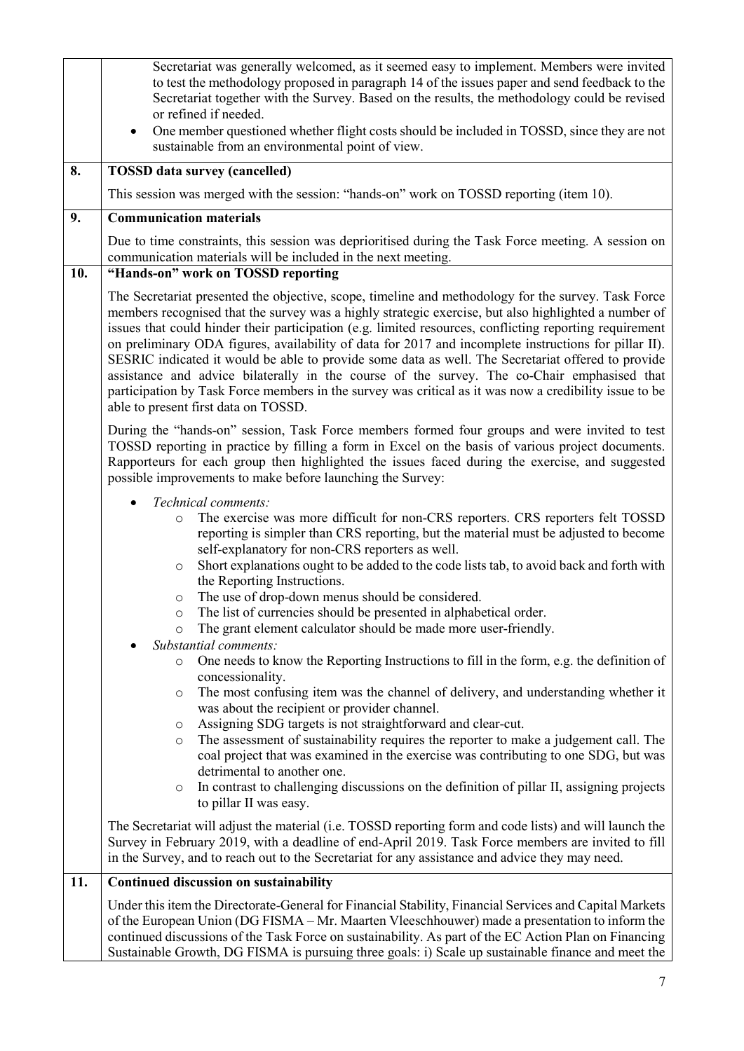| | |
|---|---|
| | Secretariat was generally welcomed, as it seemed easy to implement. Members were invited to test the methodology proposed in paragraph 14 of the issues paper and send feedback to the Secretariat together with the Survey. Based on the results, the methodology could be revised or refined if needed.<br>• One member questioned whether flight costs should be included in TOSSD, since they are not sustainable from an environmental point of view. |
| **8.** | **TOSSD data survey (cancelled)**<br><br>This session was merged with the session: "hands-on" work on TOSSD reporting (item 10). |
| **9.** | **Communication materials**<br><br>Due to time constraints, this session was deprioritised during the Task Force meeting. A session on communication materials will be included in the next meeting. |
| **10.** | **"Hands-on" work on TOSSD reporting**<br><br>The Secretariat presented the objective, scope, timeline and methodology for the survey. Task Force members recognised that the survey was a highly strategic exercise, but also highlighted a number of issues that could hinder their participation (e.g. limited resources, conflicting reporting requirement on preliminary ODA figures, availability of data for 2017 and incomplete instructions for pillar II). SESRIC indicated it would be able to provide some data as well. The Secretariat offered to provide assistance and advice bilaterally in the course of the survey. The co-Chair emphasised that participation by Task Force members in the survey was critical as it was now a credibility issue to be able to present first data on TOSSD.<br><br>During the "hands-on" session, Task Force members formed four groups and were invited to test TOSSD reporting in practice by filling a form in Excel on the basis of various project documents. Rapporteurs for each group then highlighted the issues faced during the exercise, and suggested possible improvements to make before launching the Survey:<br><br>• *Technical comments:*<br>  o The exercise was more difficult for non-CRS reporters. CRS reporters felt TOSSD reporting is simpler than CRS reporting, but the material must be adjusted to become self-explanatory for non-CRS reporters as well.<br>  o Short explanations ought to be added to the code lists tab, to avoid back and forth with the Reporting Instructions.<br>  o The use of drop-down menus should be considered.<br>  o The list of currencies should be presented in alphabetical order.<br>  o The grant element calculator should be made more user-friendly.<br>• *Substantial comments:*<br>  o One needs to know the Reporting Instructions to fill in the form, e.g. the definition of concessionality.<br>  o The most confusing item was the channel of delivery, and understanding whether it was about the recipient or provider channel.<br>  o Assigning SDG targets is not straightforward and clear-cut.<br>  o The assessment of sustainability requires the reporter to make a judgement call. The coal project that was examined in the exercise was contributing to one SDG, but was detrimental to another one.<br>  o In contrast to challenging discussions on the definition of pillar II, assigning projects to pillar II was easy.<br><br>The Secretariat will adjust the material (i.e. TOSSD reporting form and code lists) and will launch the Survey in February 2019, with a deadline of end-April 2019. Task Force members are invited to fill in the Survey, and to reach out to the Secretariat for any assistance and advice they may need. |
| **11.** | **Continued discussion on sustainability**<br><br>Under this item the Directorate-General for Financial Stability, Financial Services and Capital Markets of the European Union (DG FISMA – Mr. Maarten Vleeschhouwer) made a presentation to inform the continued discussions of the Task Force on sustainability. As part of the EC Action Plan on Financing Sustainable Growth, DG FISMA is pursuing three goals: i) Scale up sustainable finance and meet the |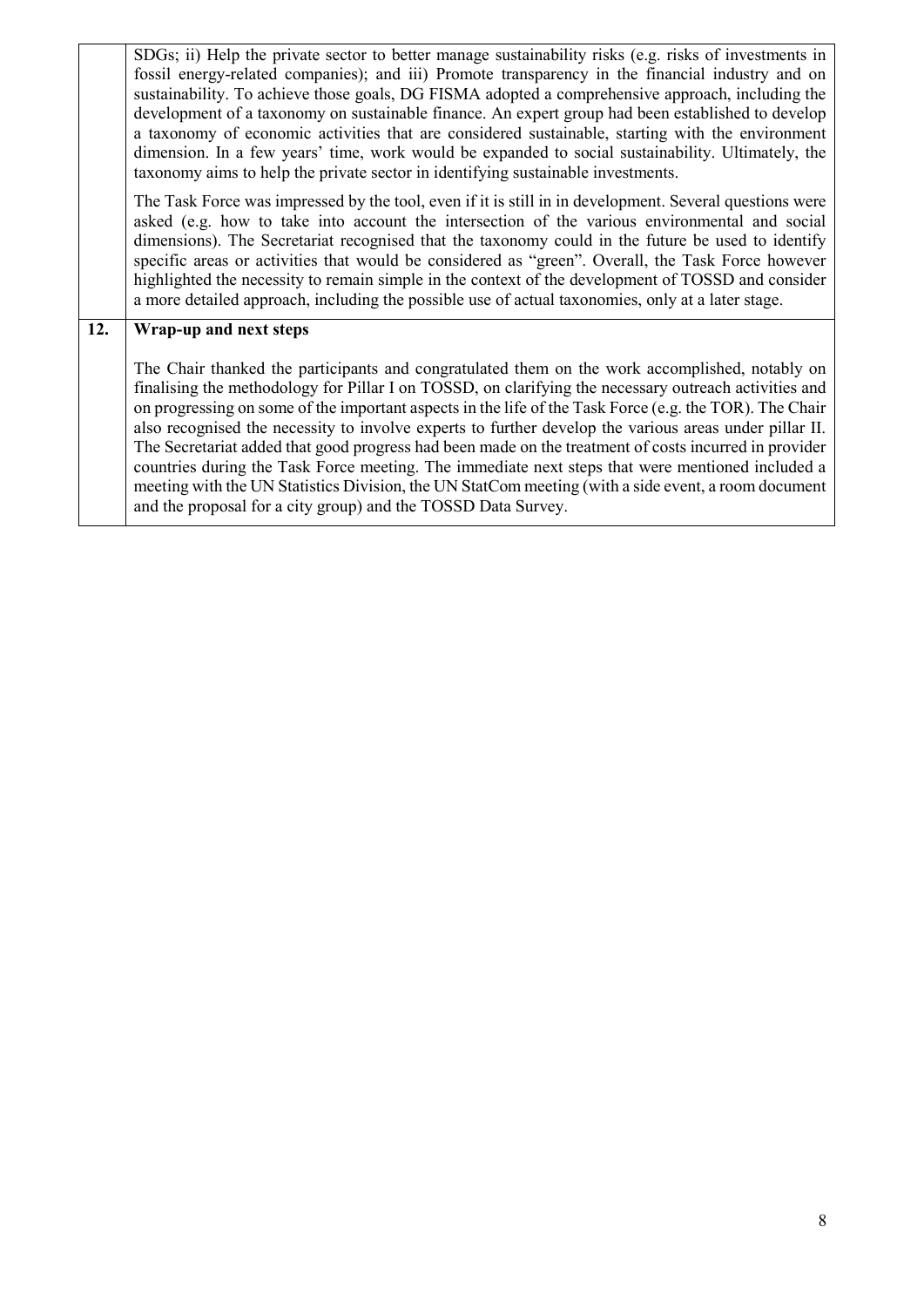| | |
|---|---|
| | SDGs; ii) Help the private sector to better manage sustainability risks (e.g. risks of investments in fossil energy-related companies); and iii) Promote transparency in the financial industry and on sustainability. To achieve those goals, DG FISMA adopted a comprehensive approach, including the development of a taxonomy on sustainable finance. An expert group had been established to develop a taxonomy of economic activities that are considered sustainable, starting with the environment dimension. In a few years' time, work would be expanded to social sustainability. Ultimately, the taxonomy aims to help the private sector in identifying sustainable investments.<br><br>The Task Force was impressed by the tool, even if it is still in in development. Several questions were asked (e.g. how to take into account the intersection of the various environmental and social dimensions). The Secretariat recognised that the taxonomy could in the future be used to identify specific areas or activities that would be considered as "green". Overall, the Task Force however highlighted the necessity to remain simple in the context of the development of TOSSD and consider a more detailed approach, including the possible use of actual taxonomies, only at a later stage. |
| **12.** | **Wrap-up and next steps**<br><br>The Chair thanked the participants and congratulated them on the work accomplished, notably on finalising the methodology for Pillar I on TOSSD, on clarifying the necessary outreach activities and on progressing on some of the important aspects in the life of the Task Force (e.g. the TOR). The Chair also recognised the necessity to involve experts to further develop the various areas under pillar II. The Secretariat added that good progress had been made on the treatment of costs incurred in provider countries during the Task Force meeting. The immediate next steps that were mentioned included a meeting with the UN Statistics Division, the UN StatCom meeting (with a side event, a room document and the proposal for a city group) and the TOSSD Data Survey. |